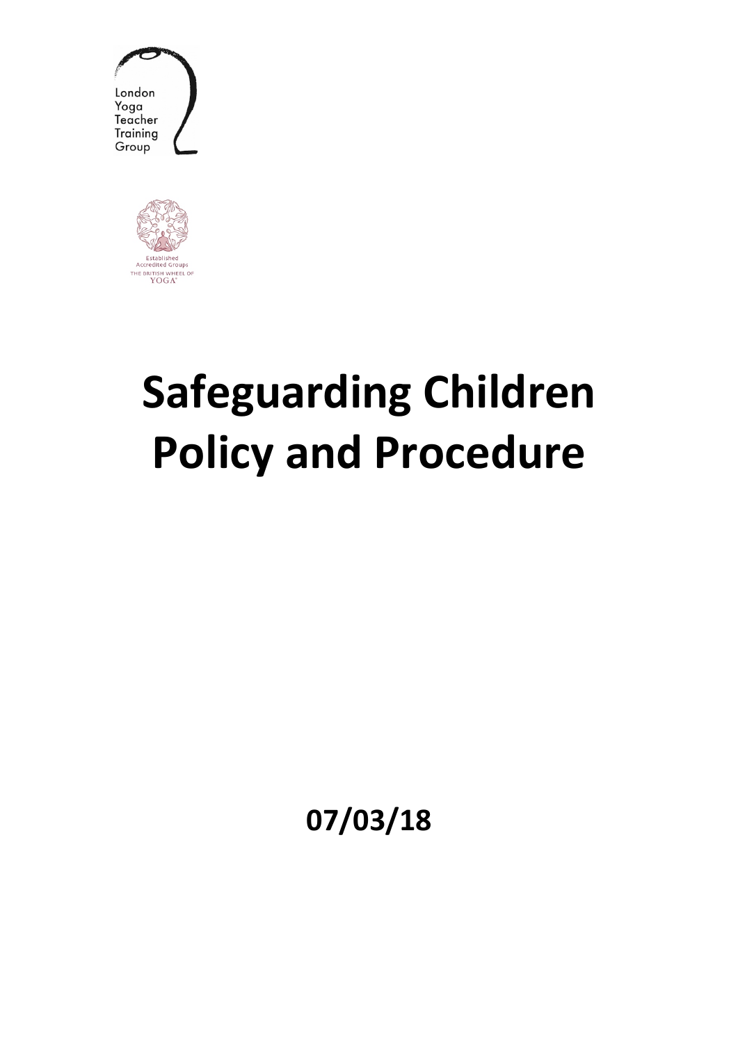London Yoga Teacher Training Group

Established Accredited Groups
THE BRITISH WHEEL OF YOGA

# Safeguarding Children Policy and Procedure

**07/03/18**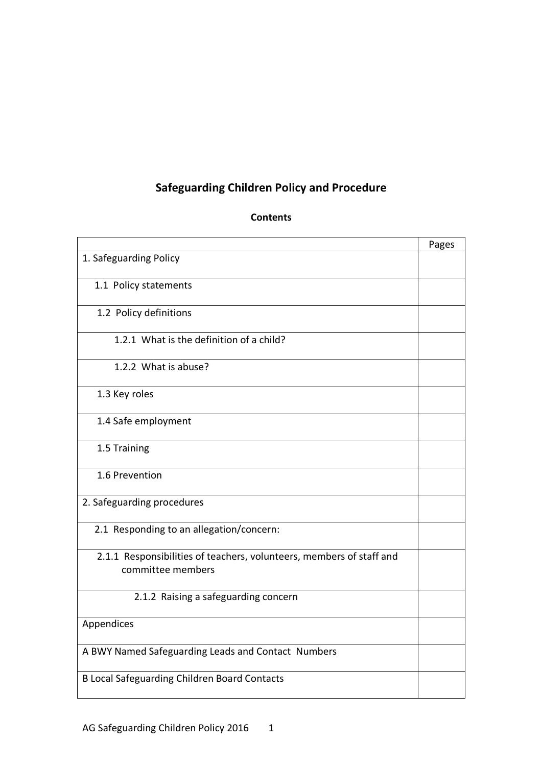# Safeguarding Children Policy and Procedure

**Contents**

| | Pages |
|---|---|
| 1. Safeguarding Policy | |
| 1.1 Policy statements | |
| 1.2 Policy definitions | |
| 1.2.1 What is the definition of a child? | |
| 1.2.2 What is abuse? | |
| 1.3 Key roles | |
| 1.4 Safe employment | |
| 1.5 Training | |
| 1.6 Prevention | |
| 2. Safeguarding procedures | |
| 2.1 Responding to an allegation/concern: | |
| 2.1.1 Responsibilities of teachers, volunteers, members of staff and committee members | |
| 2.1.2 Raising a safeguarding concern | |
| Appendices | |
| A BWY Named Safeguarding Leads and Contact Numbers | |
| B Local Safeguarding Children Board Contacts | |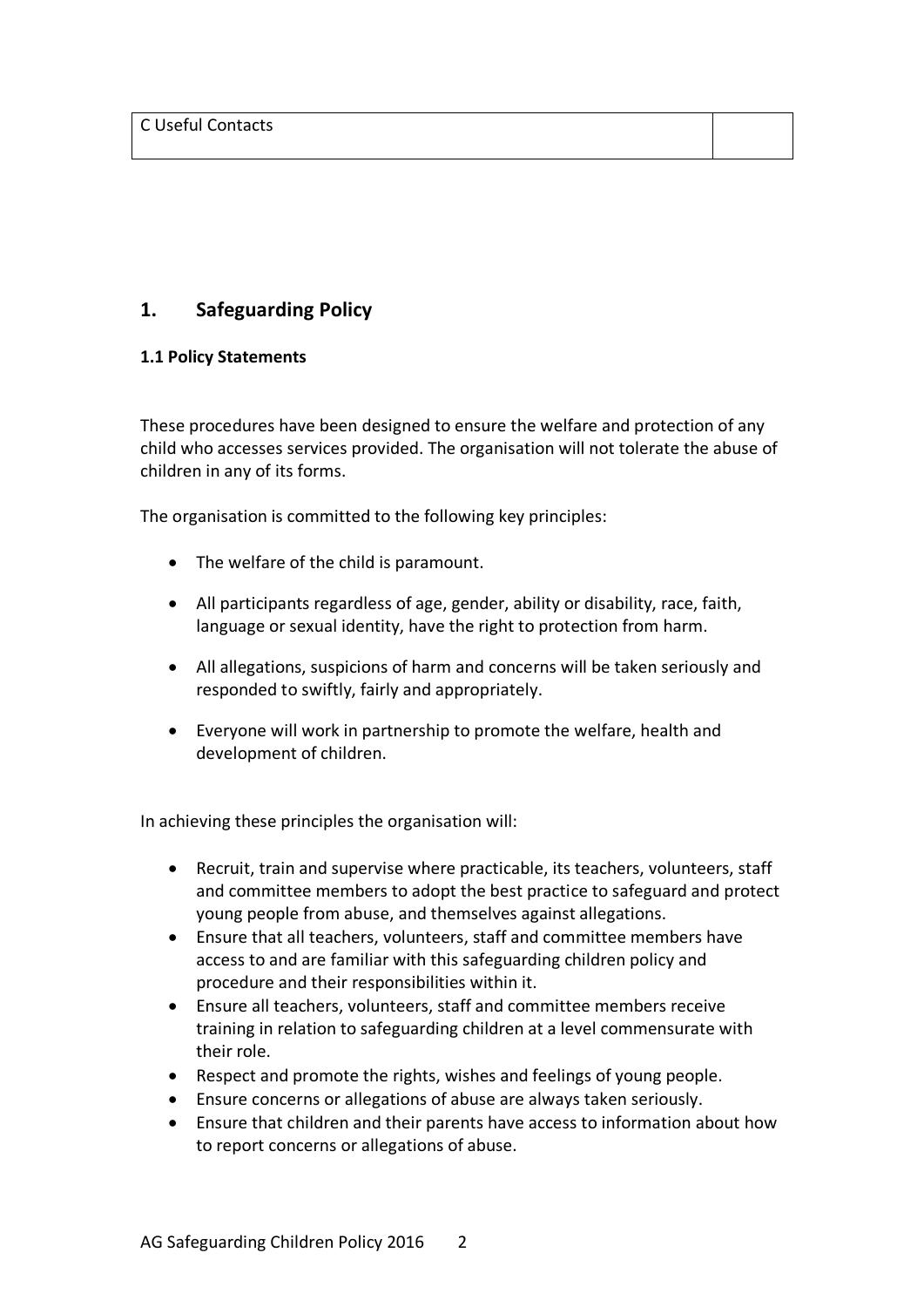| C Useful Contacts | |
|---|---|

## 1. Safeguarding Policy

### 1.1 Policy Statements

These procedures have been designed to ensure the welfare and protection of any child who accesses services provided. The organisation will not tolerate the abuse of children in any of its forms.

The organisation is committed to the following key principles:

- The welfare of the child is paramount.
- All participants regardless of age, gender, ability or disability, race, faith, language or sexual identity, have the right to protection from harm.
- All allegations, suspicions of harm and concerns will be taken seriously and responded to swiftly, fairly and appropriately.
- Everyone will work in partnership to promote the welfare, health and development of children.

In achieving these principles the organisation will:

- Recruit, train and supervise where practicable, its teachers, volunteers, staff and committee members to adopt the best practice to safeguard and protect young people from abuse, and themselves against allegations.
- Ensure that all teachers, volunteers, staff and committee members have access to and are familiar with this safeguarding children policy and procedure and their responsibilities within it.
- Ensure all teachers, volunteers, staff and committee members receive training in relation to safeguarding children at a level commensurate with their role.
- Respect and promote the rights, wishes and feelings of young people.
- Ensure concerns or allegations of abuse are always taken seriously.
- Ensure that children and their parents have access to information about how to report concerns or allegations of abuse.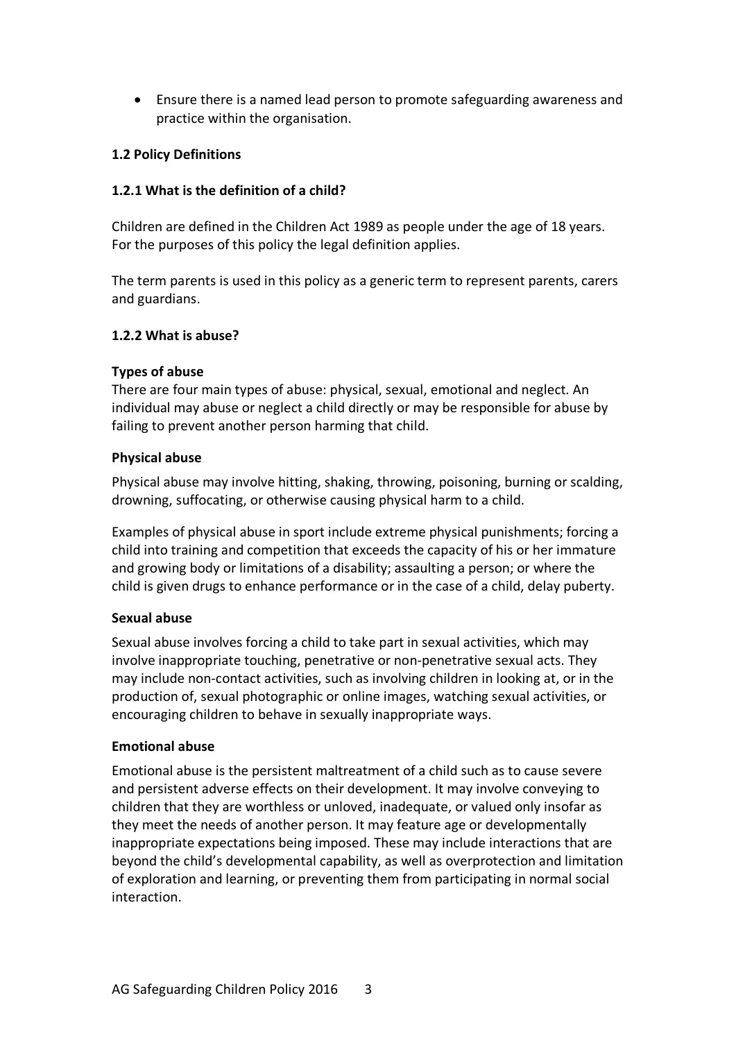- Ensure there is a named lead person to promote safeguarding awareness and practice within the organisation.

### 1.2 Policy Definitions

#### 1.2.1 What is the definition of a child?

Children are defined in the Children Act 1989 as people under the age of 18 years. For the purposes of this policy the legal definition applies.

The term parents is used in this policy as a generic term to represent parents, carers and guardians.

#### 1.2.2 What is abuse?

**Types of abuse**
There are four main types of abuse: physical, sexual, emotional and neglect. An individual may abuse or neglect a child directly or may be responsible for abuse by failing to prevent another person harming that child.

**Physical abuse**

Physical abuse may involve hitting, shaking, throwing, poisoning, burning or scalding, drowning, suffocating, or otherwise causing physical harm to a child.

Examples of physical abuse in sport include extreme physical punishments; forcing a child into training and competition that exceeds the capacity of his or her immature and growing body or limitations of a disability; assaulting a person; or where the child is given drugs to enhance performance or in the case of a child, delay puberty.

**Sexual abuse**

Sexual abuse involves forcing a child to take part in sexual activities, which may involve inappropriate touching, penetrative or non-penetrative sexual acts. They may include non-contact activities, such as involving children in looking at, or in the production of, sexual photographic or online images, watching sexual activities, or encouraging children to behave in sexually inappropriate ways.

**Emotional abuse**

Emotional abuse is the persistent maltreatment of a child such as to cause severe and persistent adverse effects on their development. It may involve conveying to children that they are worthless or unloved, inadequate, or valued only insofar as they meet the needs of another person. It may feature age or developmentally inappropriate expectations being imposed. These may include interactions that are beyond the child's developmental capability, as well as overprotection and limitation of exploration and learning, or preventing them from participating in normal social interaction.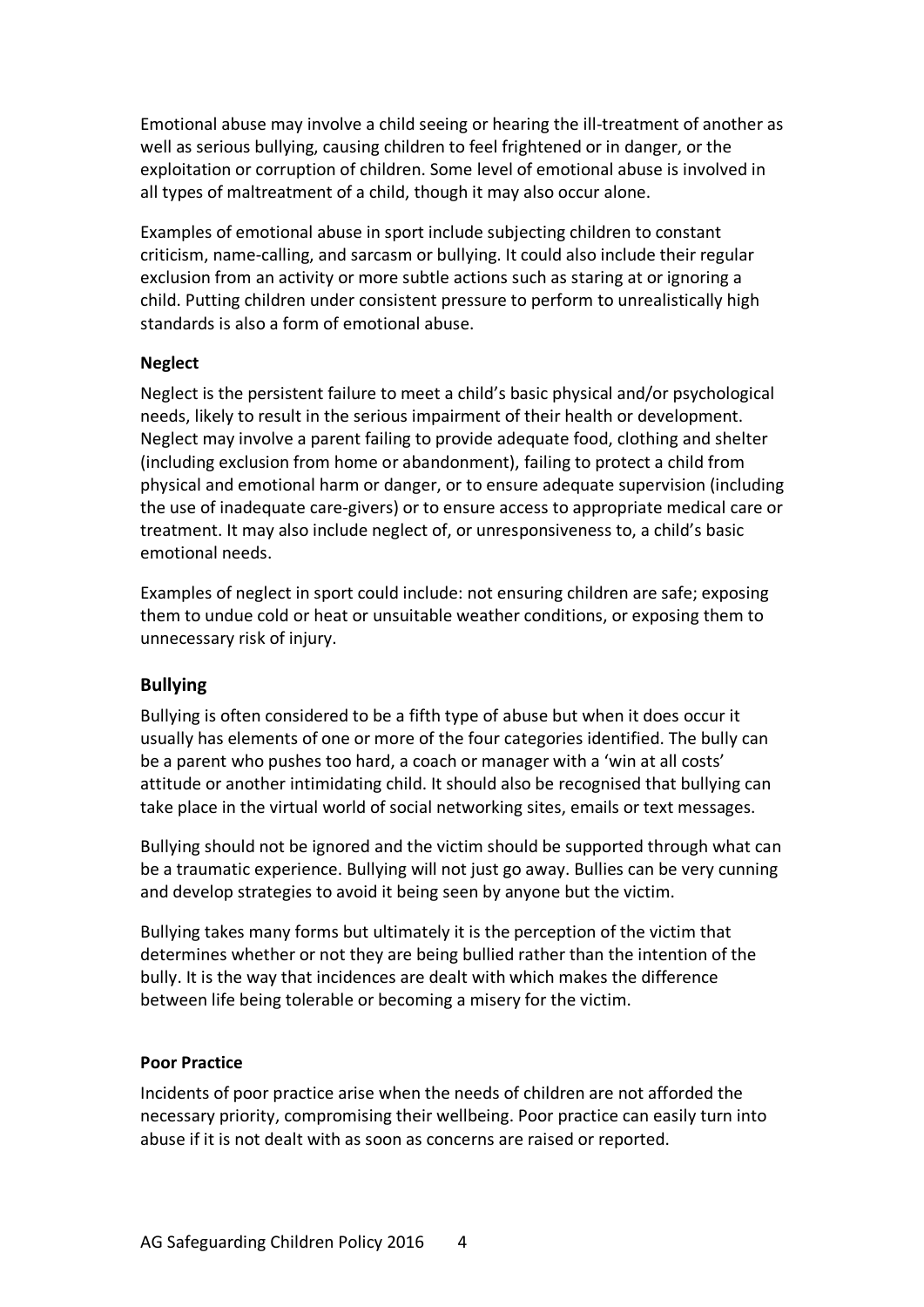Emotional abuse may involve a child seeing or hearing the ill-treatment of another as well as serious bullying, causing children to feel frightened or in danger, or the exploitation or corruption of children. Some level of emotional abuse is involved in all types of maltreatment of a child, though it may also occur alone.

Examples of emotional abuse in sport include subjecting children to constant criticism, name-calling, and sarcasm or bullying. It could also include their regular exclusion from an activity or more subtle actions such as staring at or ignoring a child. Putting children under consistent pressure to perform to unrealistically high standards is also a form of emotional abuse.

**Neglect**

Neglect is the persistent failure to meet a child's basic physical and/or psychological needs, likely to result in the serious impairment of their health or development. Neglect may involve a parent failing to provide adequate food, clothing and shelter (including exclusion from home or abandonment), failing to protect a child from physical and emotional harm or danger, or to ensure adequate supervision (including the use of inadequate care-givers) or to ensure access to appropriate medical care or treatment. It may also include neglect of, or unresponsiveness to, a child's basic emotional needs.

Examples of neglect in sport could include: not ensuring children are safe; exposing them to undue cold or heat or unsuitable weather conditions, or exposing them to unnecessary risk of injury.

## Bullying

Bullying is often considered to be a fifth type of abuse but when it does occur it usually has elements of one or more of the four categories identified. The bully can be a parent who pushes too hard, a coach or manager with a 'win at all costs' attitude or another intimidating child. It should also be recognised that bullying can take place in the virtual world of social networking sites, emails or text messages.

Bullying should not be ignored and the victim should be supported through what can be a traumatic experience. Bullying will not just go away. Bullies can be very cunning and develop strategies to avoid it being seen by anyone but the victim.

Bullying takes many forms but ultimately it is the perception of the victim that determines whether or not they are being bullied rather than the intention of the bully. It is the way that incidences are dealt with which makes the difference between life being tolerable or becoming a misery for the victim.

**Poor Practice**

Incidents of poor practice arise when the needs of children are not afforded the necessary priority, compromising their wellbeing. Poor practice can easily turn into abuse if it is not dealt with as soon as concerns are raised or reported.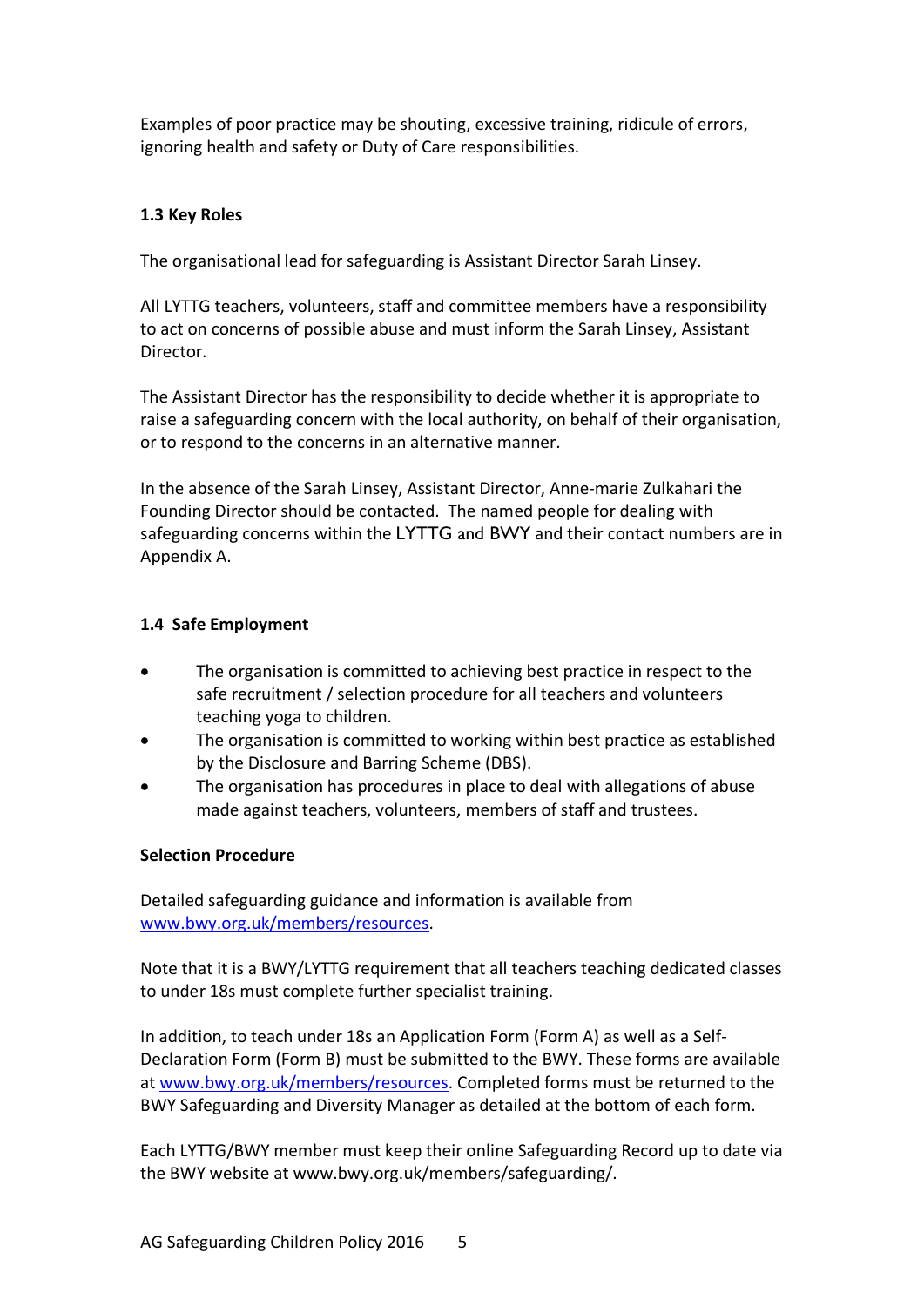Examples of poor practice may be shouting, excessive training, ridicule of errors, ignoring health and safety or Duty of Care responsibilities.

### 1.3 Key Roles

The organisational lead for safeguarding is Assistant Director Sarah Linsey.

All LYTTG teachers, volunteers, staff and committee members have a responsibility to act on concerns of possible abuse and must inform the Sarah Linsey, Assistant Director.

The Assistant Director has the responsibility to decide whether it is appropriate to raise a safeguarding concern with the local authority, on behalf of their organisation, or to respond to the concerns in an alternative manner.

In the absence of the Sarah Linsey, Assistant Director, Anne-marie Zulkahari the Founding Director should be contacted. The named people for dealing with safeguarding concerns within the LYTTG and BWY and their contact numbers are in Appendix A.

### 1.4 Safe Employment

- The organisation is committed to achieving best practice in respect to the safe recruitment / selection procedure for all teachers and volunteers teaching yoga to children.
- The organisation is committed to working within best practice as established by the Disclosure and Barring Scheme (DBS).
- The organisation has procedures in place to deal with allegations of abuse made against teachers, volunteers, members of staff and trustees.

**Selection Procedure**

Detailed safeguarding guidance and information is available from www.bwy.org.uk/members/resources.

Note that it is a BWY/LYTTG requirement that all teachers teaching dedicated classes to under 18s must complete further specialist training.

In addition, to teach under 18s an Application Form (Form A) as well as a Self-Declaration Form (Form B) must be submitted to the BWY. These forms are available at www.bwy.org.uk/members/resources. Completed forms must be returned to the BWY Safeguarding and Diversity Manager as detailed at the bottom of each form.

Each LYTTG/BWY member must keep their online Safeguarding Record up to date via the BWY website at www.bwy.org.uk/members/safeguarding/.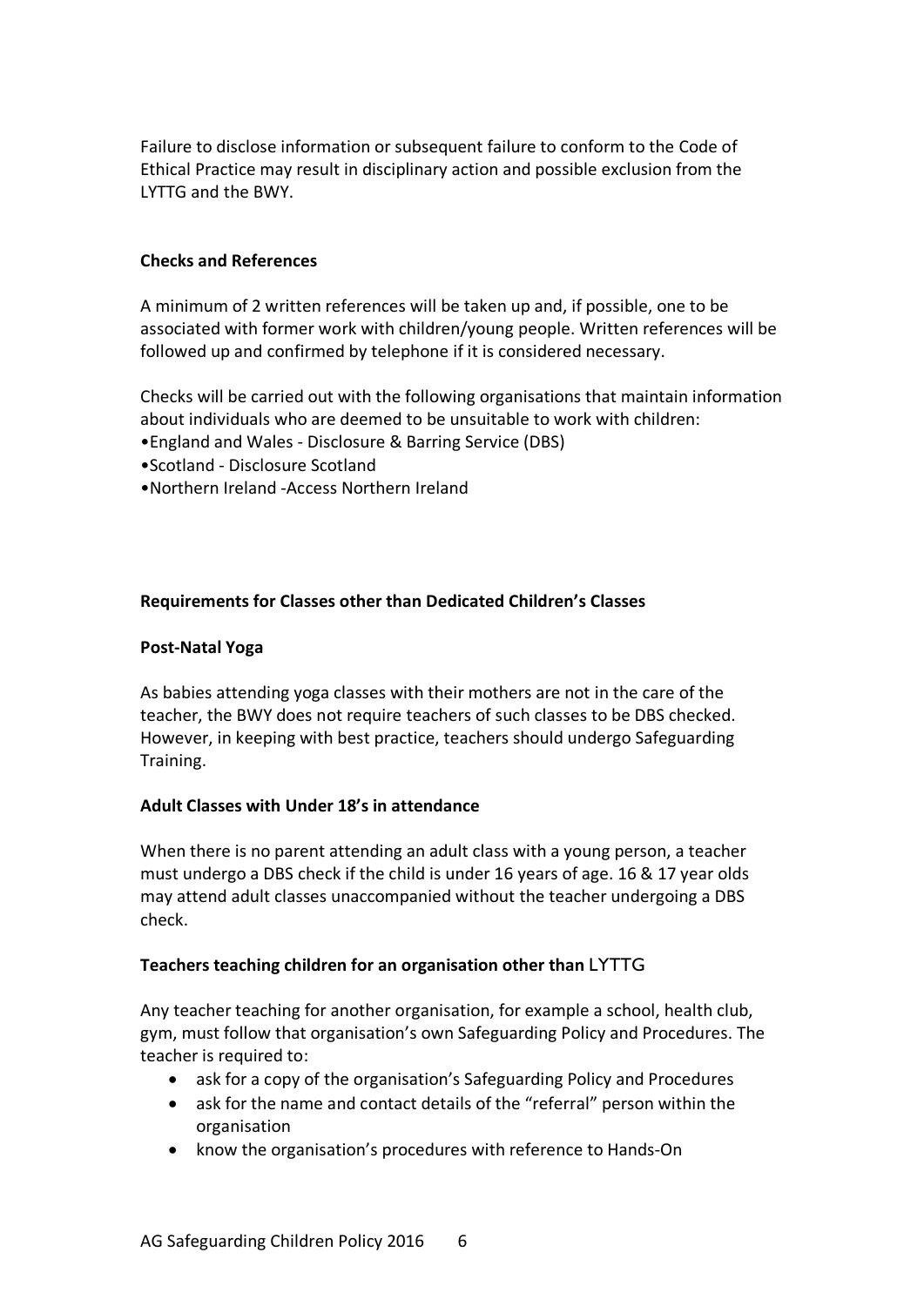Failure to disclose information or subsequent failure to conform to the Code of Ethical Practice may result in disciplinary action and possible exclusion from the LYTTG and the BWY.

**Checks and References**

A minimum of 2 written references will be taken up and, if possible, one to be associated with former work with children/young people. Written references will be followed up and confirmed by telephone if it is considered necessary.

Checks will be carried out with the following organisations that maintain information about individuals who are deemed to be unsuitable to work with children:

- England and Wales - Disclosure & Barring Service (DBS)
- Scotland - Disclosure Scotland
- Northern Ireland -Access Northern Ireland

**Requirements for Classes other than Dedicated Children's Classes**

**Post-Natal Yoga**

As babies attending yoga classes with their mothers are not in the care of the teacher, the BWY does not require teachers of such classes to be DBS checked. However, in keeping with best practice, teachers should undergo Safeguarding Training.

**Adult Classes with Under 18's in attendance**

When there is no parent attending an adult class with a young person, a teacher must undergo a DBS check if the child is under 16 years of age. 16 & 17 year olds may attend adult classes unaccompanied without the teacher undergoing a DBS check.

**Teachers teaching children for an organisation other than LYTTG**

Any teacher teaching for another organisation, for example a school, health club, gym, must follow that organisation's own Safeguarding Policy and Procedures. The teacher is required to:

- ask for a copy of the organisation's Safeguarding Policy and Procedures
- ask for the name and contact details of the "referral" person within the organisation
- know the organisation's procedures with reference to Hands-On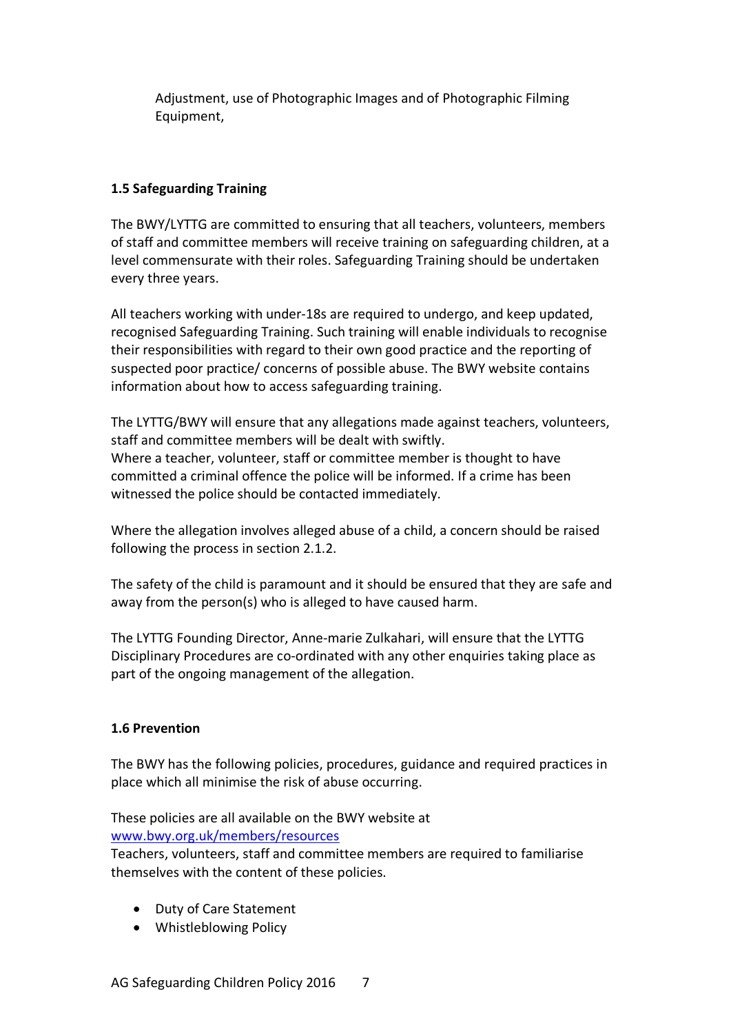Adjustment, use of Photographic Images and of Photographic Filming Equipment,

**1.5 Safeguarding Training**

The BWY/LYTTG are committed to ensuring that all teachers, volunteers, members of staff and committee members will receive training on safeguarding children, at a level commensurate with their roles. Safeguarding Training should be undertaken every three years.

All teachers working with under-18s are required to undergo, and keep updated, recognised Safeguarding Training. Such training will enable individuals to recognise their responsibilities with regard to their own good practice and the reporting of suspected poor practice/ concerns of possible abuse. The BWY website contains information about how to access safeguarding training.

The LYTTG/BWY will ensure that any allegations made against teachers, volunteers, staff and committee members will be dealt with swiftly.
Where a teacher, volunteer, staff or committee member is thought to have committed a criminal offence the police will be informed. If a crime has been witnessed the police should be contacted immediately.

Where the allegation involves alleged abuse of a child, a concern should be raised following the process in section 2.1.2.

The safety of the child is paramount and it should be ensured that they are safe and away from the person(s) who is alleged to have caused harm.

The LYTTG Founding Director, Anne-marie Zulkahari, will ensure that the LYTTG Disciplinary Procedures are co-ordinated with any other enquiries taking place as part of the ongoing management of the allegation.

**1.6 Prevention**

The BWY has the following policies, procedures, guidance and required practices in place which all minimise the risk of abuse occurring.

These policies are all available on the BWY website at
[www.bwy.org.uk/members/resources](http://www.bwy.org.uk/members/resources)
Teachers, volunteers, staff and committee members are required to familiarise themselves with the content of these policies.

- Duty of Care Statement
- Whistleblowing Policy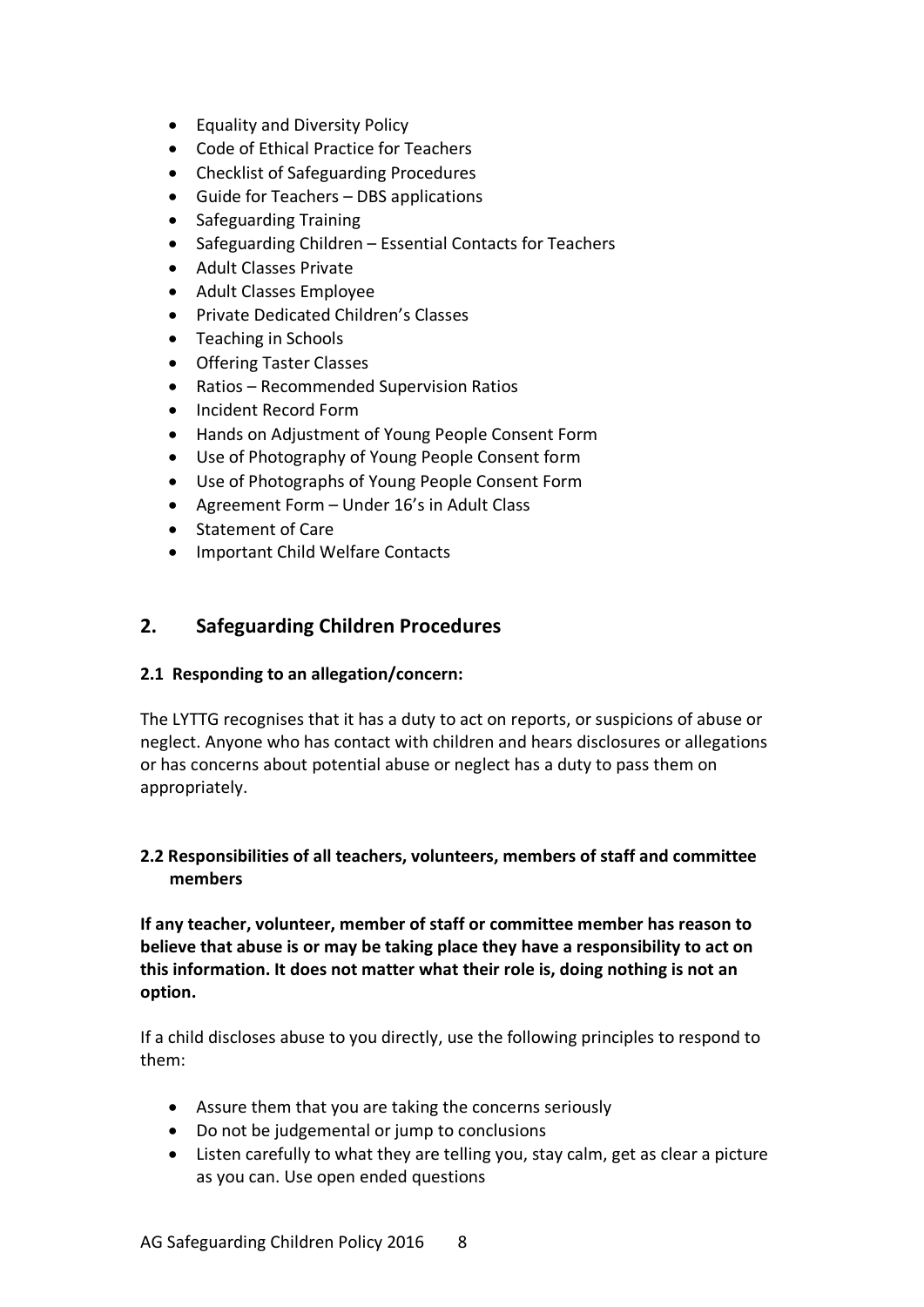- Equality and Diversity Policy
- Code of Ethical Practice for Teachers
- Checklist of Safeguarding Procedures
- Guide for Teachers – DBS applications
- Safeguarding Training
- Safeguarding Children – Essential Contacts for Teachers
- Adult Classes Private
- Adult Classes Employee
- Private Dedicated Children's Classes
- Teaching in Schools
- Offering Taster Classes
- Ratios – Recommended Supervision Ratios
- Incident Record Form
- Hands on Adjustment of Young People Consent Form
- Use of Photography of Young People Consent form
- Use of Photographs of Young People Consent Form
- Agreement Form – Under 16's in Adult Class
- Statement of Care
- Important Child Welfare Contacts

## 2. Safeguarding Children Procedures

### 2.1 Responding to an allegation/concern:

The LYTTG recognises that it has a duty to act on reports, or suspicions of abuse or neglect. Anyone who has contact with children and hears disclosures or allegations or has concerns about potential abuse or neglect has a duty to pass them on appropriately.

### 2.2 Responsibilities of all teachers, volunteers, members of staff and committee members

**If any teacher, volunteer, member of staff or committee member has reason to believe that abuse is or may be taking place they have a responsibility to act on this information. It does not matter what their role is, doing nothing is not an option.**

If a child discloses abuse to you directly, use the following principles to respond to them:

- Assure them that you are taking the concerns seriously
- Do not be judgemental or jump to conclusions
- Listen carefully to what they are telling you, stay calm, get as clear a picture as you can. Use open ended questions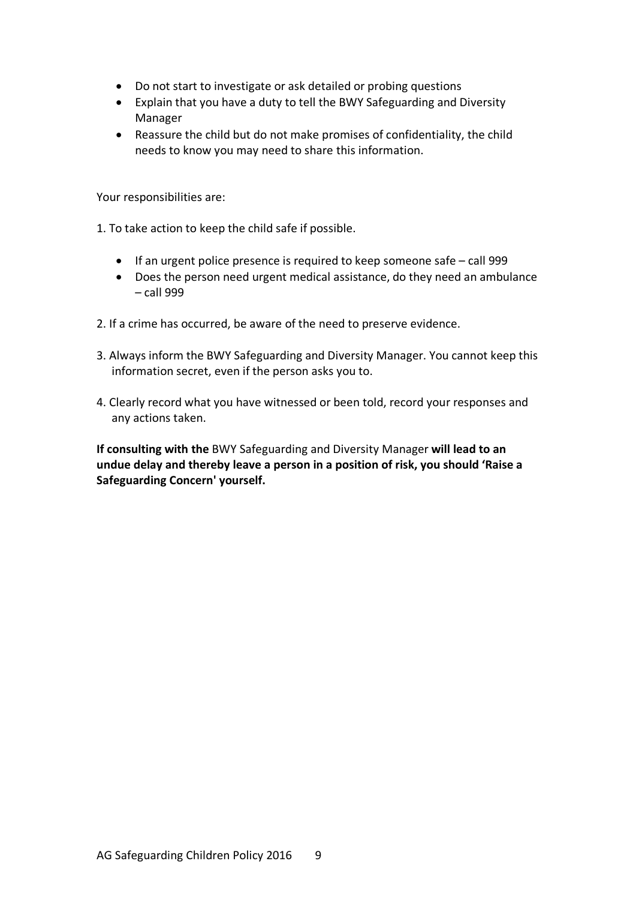- Do not start to investigate or ask detailed or probing questions
- Explain that you have a duty to tell the BWY Safeguarding and Diversity Manager
- Reassure the child but do not make promises of confidentiality, the child needs to know you may need to share this information.

Your responsibilities are:

1. To take action to keep the child safe if possible.

    - If an urgent police presence is required to keep someone safe – call 999
    - Does the person need urgent medical assistance, do they need an ambulance – call 999

2. If a crime has occurred, be aware of the need to preserve evidence.

3. Always inform the BWY Safeguarding and Diversity Manager. You cannot keep this information secret, even if the person asks you to.

4. Clearly record what you have witnessed or been told, record your responses and any actions taken.

**If consulting with the** BWY Safeguarding and Diversity Manager **will lead to an undue delay and thereby leave a person in a position of risk, you should 'Raise a Safeguarding Concern' yourself.**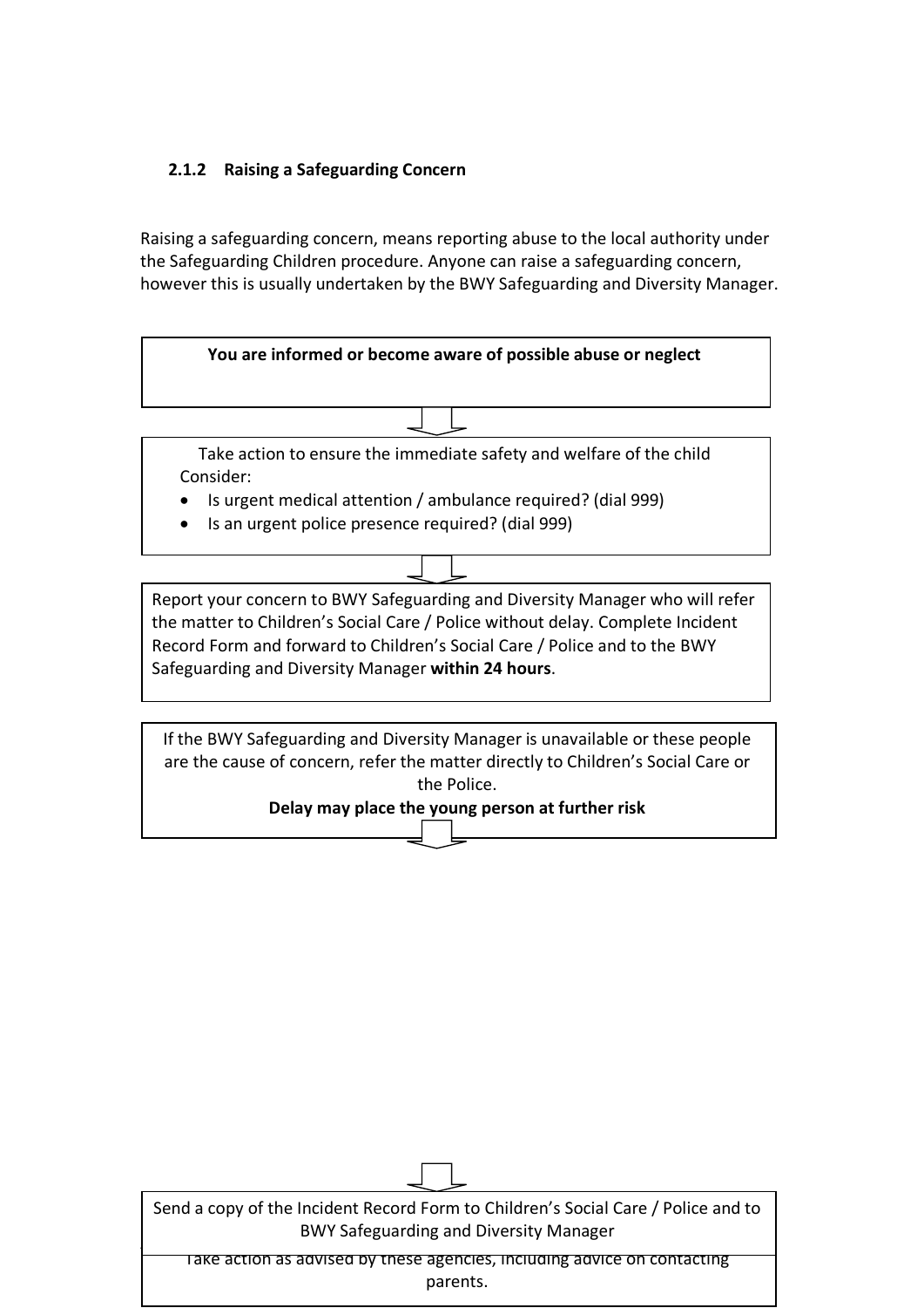### 2.1.2 Raising a Safeguarding Concern

Raising a safeguarding concern, means reporting abuse to the local authority under the Safeguarding Children procedure. Anyone can raise a safeguarding concern, however this is usually undertaken by the BWY Safeguarding and Diversity Manager.

**You are informed or become aware of possible abuse or neglect**

↓

Take action to ensure the immediate safety and welfare of the child

Consider:

- Is urgent medical attention / ambulance required? (dial 999)
- Is an urgent police presence required? (dial 999)

↓

Report your concern to BWY Safeguarding and Diversity Manager who will refer the matter to Children's Social Care / Police without delay. Complete Incident Record Form and forward to Children's Social Care / Police and to the BWY Safeguarding and Diversity Manager **within 24 hours**.

If the BWY Safeguarding and Diversity Manager is unavailable or these people are the cause of concern, refer the matter directly to Children's Social Care or the Police.

**Delay may place the young person at further risk**

↓

↓

Send a copy of the Incident Record Form to Children's Social Care / Police and to BWY Safeguarding and Diversity Manager

Take action as advised by these agencies, including advice on contacting parents.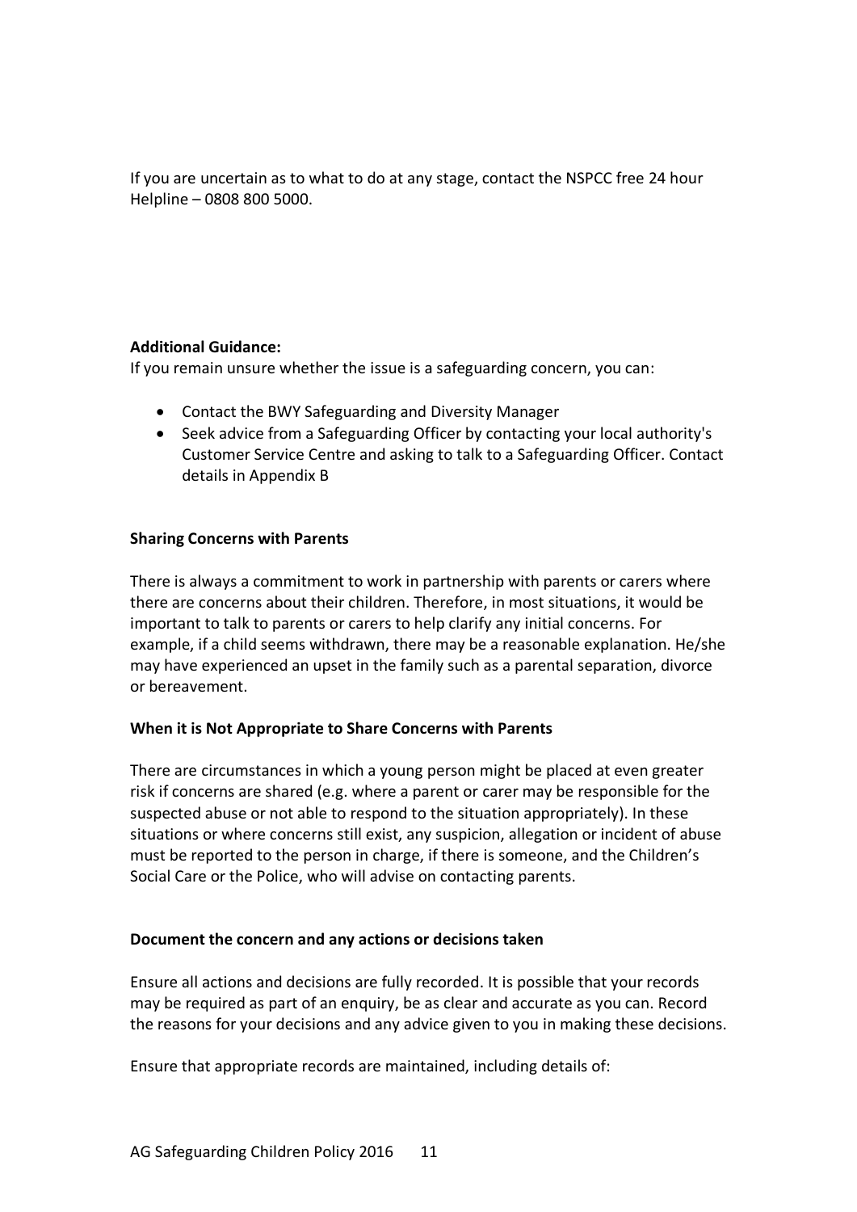If you are uncertain as to what to do at any stage, contact the NSPCC free 24 hour Helpline – 0808 800 5000.

**Additional Guidance:**
If you remain unsure whether the issue is a safeguarding concern, you can:

- Contact the BWY Safeguarding and Diversity Manager
- Seek advice from a Safeguarding Officer by contacting your local authority's Customer Service Centre and asking to talk to a Safeguarding Officer. Contact details in Appendix B

**Sharing Concerns with Parents**

There is always a commitment to work in partnership with parents or carers where there are concerns about their children. Therefore, in most situations, it would be important to talk to parents or carers to help clarify any initial concerns. For example, if a child seems withdrawn, there may be a reasonable explanation. He/she may have experienced an upset in the family such as a parental separation, divorce or bereavement.

**When it is Not Appropriate to Share Concerns with Parents**

There are circumstances in which a young person might be placed at even greater risk if concerns are shared (e.g. where a parent or carer may be responsible for the suspected abuse or not able to respond to the situation appropriately). In these situations or where concerns still exist, any suspicion, allegation or incident of abuse must be reported to the person in charge, if there is someone, and the Children's Social Care or the Police, who will advise on contacting parents.

**Document the concern and any actions or decisions taken**

Ensure all actions and decisions are fully recorded. It is possible that your records may be required as part of an enquiry, be as clear and accurate as you can. Record the reasons for your decisions and any advice given to you in making these decisions.

Ensure that appropriate records are maintained, including details of: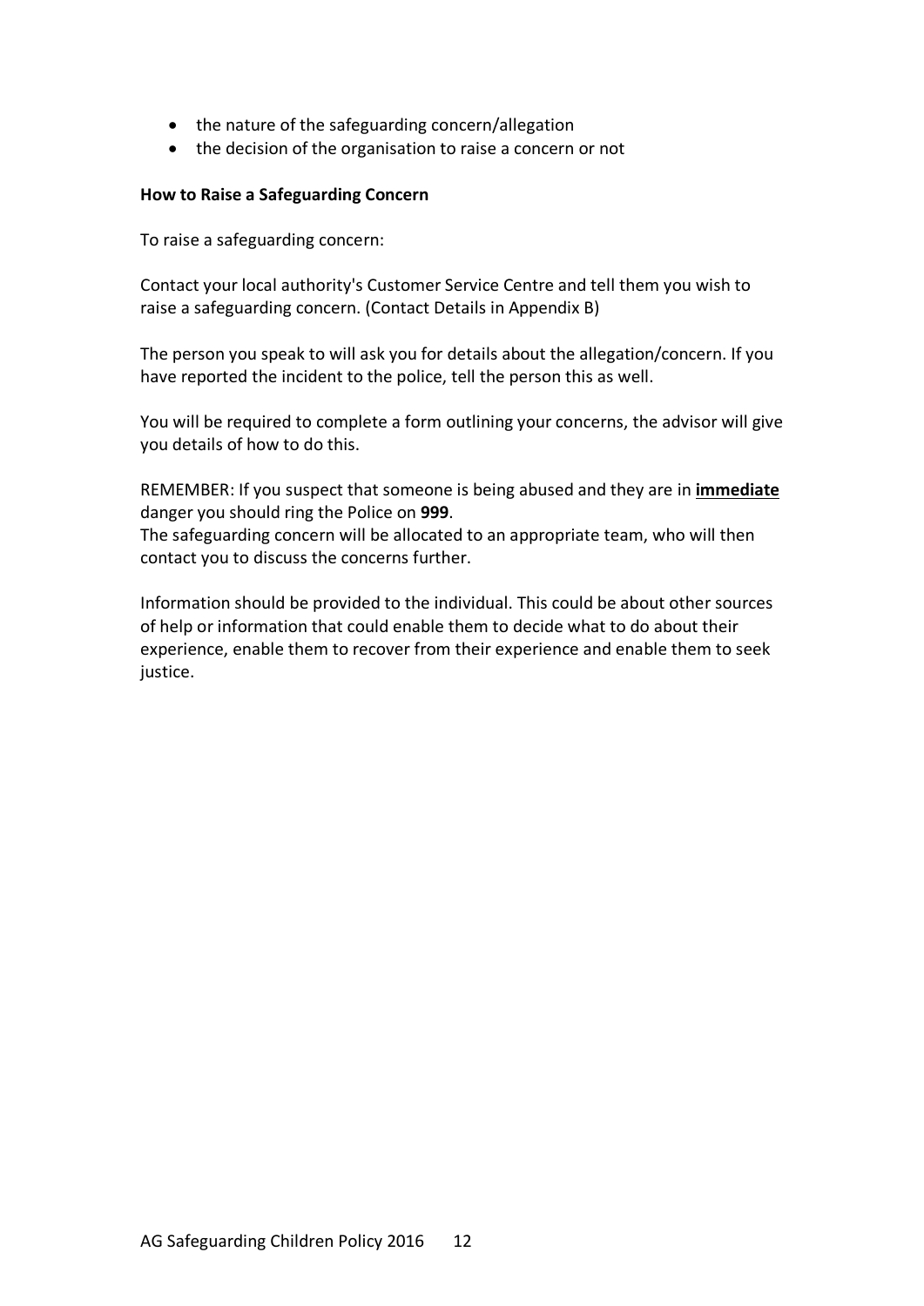- the nature of the safeguarding concern/allegation
- the decision of the organisation to raise a concern or not

**How to Raise a Safeguarding Concern**

To raise a safeguarding concern:

Contact your local authority's Customer Service Centre and tell them you wish to raise a safeguarding concern. (Contact Details in Appendix B)

The person you speak to will ask you for details about the allegation/concern. If you have reported the incident to the police, tell the person this as well.

You will be required to complete a form outlining your concerns, the advisor will give you details of how to do this.

REMEMBER: If you suspect that someone is being abused and they are in **<u>immediate</u>** danger you should ring the Police on **999**.
The safeguarding concern will be allocated to an appropriate team, who will then contact you to discuss the concerns further.

Information should be provided to the individual. This could be about other sources of help or information that could enable them to decide what to do about their experience, enable them to recover from their experience and enable them to seek justice.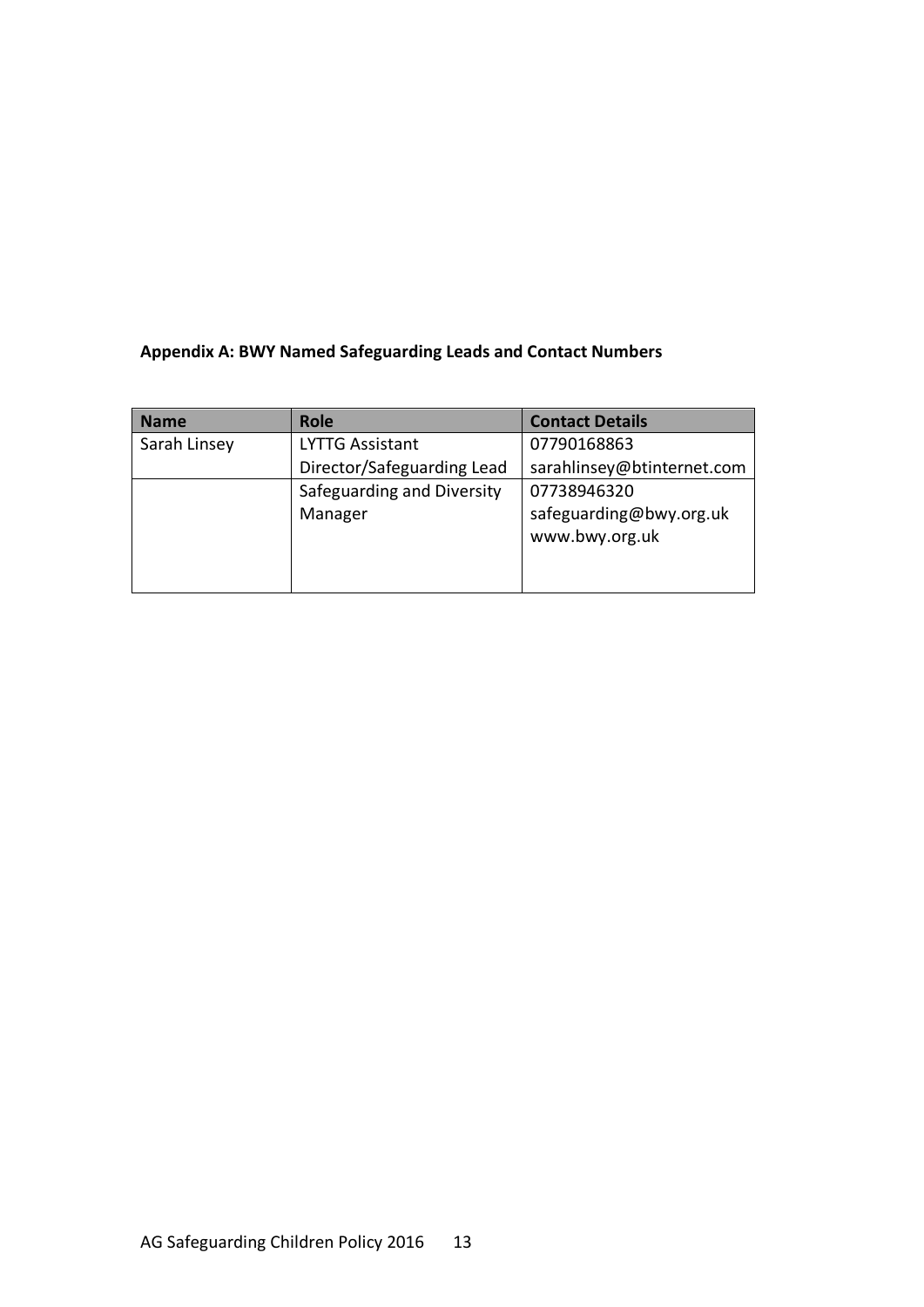**Appendix A: BWY Named Safeguarding Leads and Contact Numbers**

| Name | Role | Contact Details |
|---|---|---|
| Sarah Linsey | LYTTG Assistant Director/Safeguarding Lead | 07790168863<br>sarahlinsey@btinternet.com |
| | Safeguarding and Diversity Manager | 07738946320<br>safeguarding@bwy.org.uk<br>www.bwy.org.uk |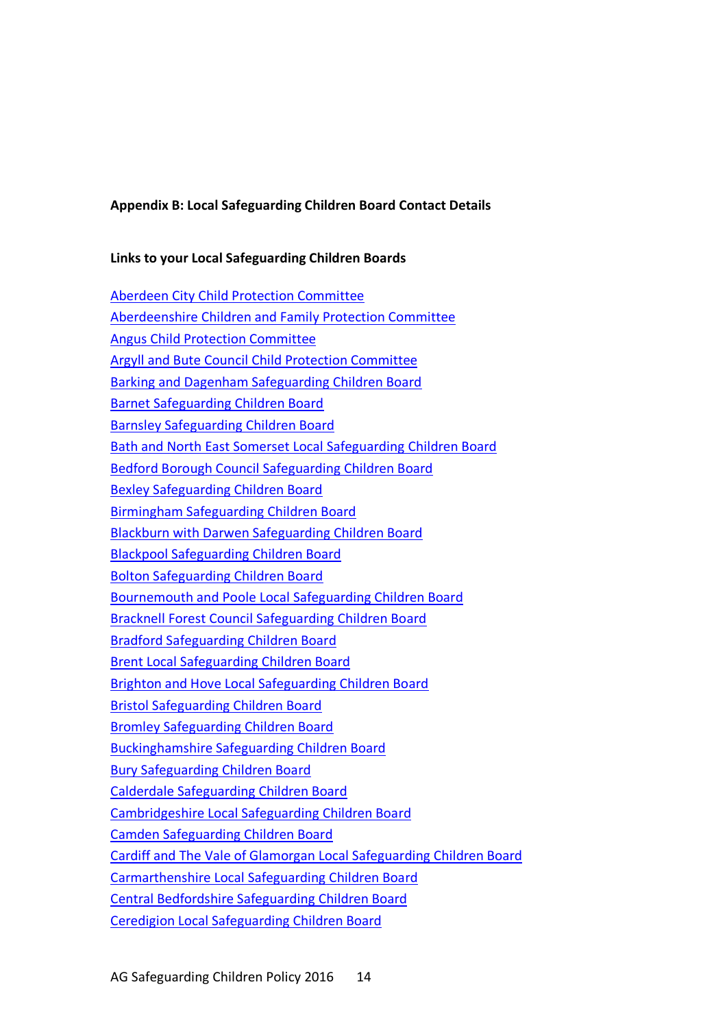**Appendix B: Local Safeguarding Children Board Contact Details**

**Links to your Local Safeguarding Children Boards**

Aberdeen City Child Protection Committee
Aberdeenshire Children and Family Protection Committee
Angus Child Protection Committee
Argyll and Bute Council Child Protection Committee
Barking and Dagenham Safeguarding Children Board
Barnet Safeguarding Children Board
Barnsley Safeguarding Children Board
Bath and North East Somerset Local Safeguarding Children Board
Bedford Borough Council Safeguarding Children Board
Bexley Safeguarding Children Board
Birmingham Safeguarding Children Board
Blackburn with Darwen Safeguarding Children Board
Blackpool Safeguarding Children Board
Bolton Safeguarding Children Board
Bournemouth and Poole Local Safeguarding Children Board
Bracknell Forest Council Safeguarding Children Board
Bradford Safeguarding Children Board
Brent Local Safeguarding Children Board
Brighton and Hove Local Safeguarding Children Board
Bristol Safeguarding Children Board
Bromley Safeguarding Children Board
Buckinghamshire Safeguarding Children Board
Bury Safeguarding Children Board
Calderdale Safeguarding Children Board
Cambridgeshire Local Safeguarding Children Board
Camden Safeguarding Children Board
Cardiff and The Vale of Glamorgan Local Safeguarding Children Board
Carmarthenshire Local Safeguarding Children Board
Central Bedfordshire Safeguarding Children Board
Ceredigion Local Safeguarding Children Board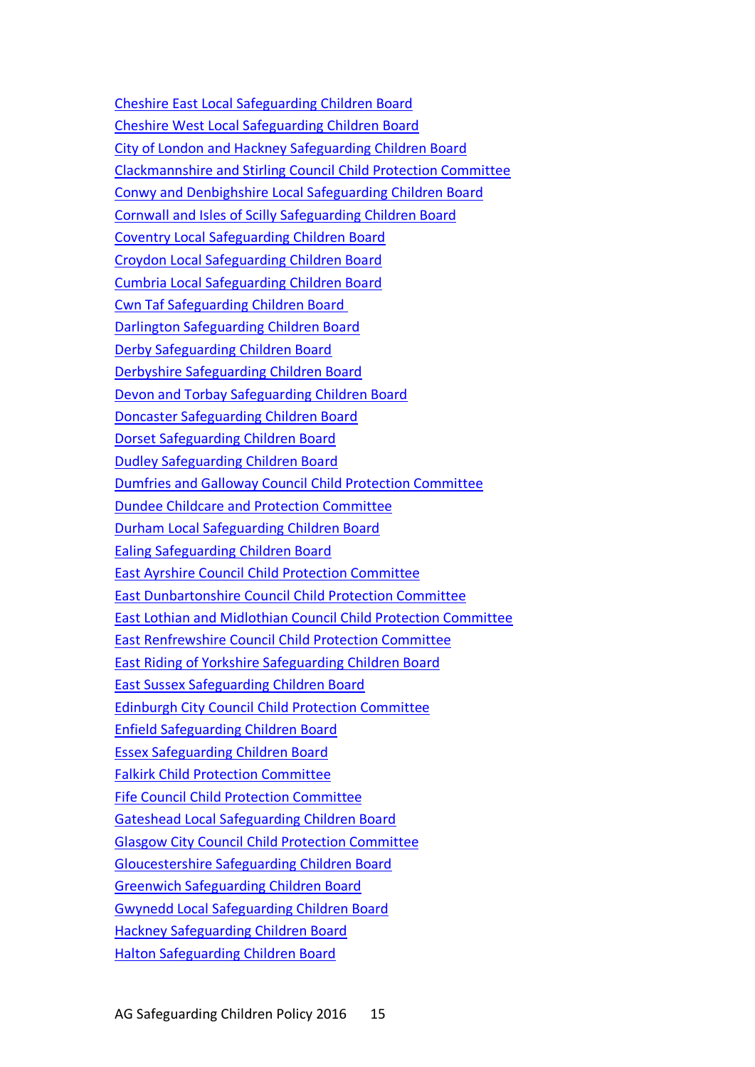Cheshire East Local Safeguarding Children Board
Cheshire West Local Safeguarding Children Board
City of London and Hackney Safeguarding Children Board
Clackmannshire and Stirling Council Child Protection Committee
Conwy and Denbighshire Local Safeguarding Children Board
Cornwall and Isles of Scilly Safeguarding Children Board
Coventry Local Safeguarding Children Board
Croydon Local Safeguarding Children Board
Cumbria Local Safeguarding Children Board
Cwn Taf Safeguarding Children Board
Darlington Safeguarding Children Board
Derby Safeguarding Children Board
Derbyshire Safeguarding Children Board
Devon and Torbay Safeguarding Children Board
Doncaster Safeguarding Children Board
Dorset Safeguarding Children Board
Dudley Safeguarding Children Board
Dumfries and Galloway Council Child Protection Committee
Dundee Childcare and Protection Committee
Durham Local Safeguarding Children Board
Ealing Safeguarding Children Board
East Ayrshire Council Child Protection Committee
East Dunbartonshire Council Child Protection Committee
East Lothian and Midlothian Council Child Protection Committee
East Renfrewshire Council Child Protection Committee
East Riding of Yorkshire Safeguarding Children Board
East Sussex Safeguarding Children Board
Edinburgh City Council Child Protection Committee
Enfield Safeguarding Children Board
Essex Safeguarding Children Board
Falkirk Child Protection Committee
Fife Council Child Protection Committee
Gateshead Local Safeguarding Children Board
Glasgow City Council Child Protection Committee
Gloucestershire Safeguarding Children Board
Greenwich Safeguarding Children Board
Gwynedd Local Safeguarding Children Board
Hackney Safeguarding Children Board
Halton Safeguarding Children Board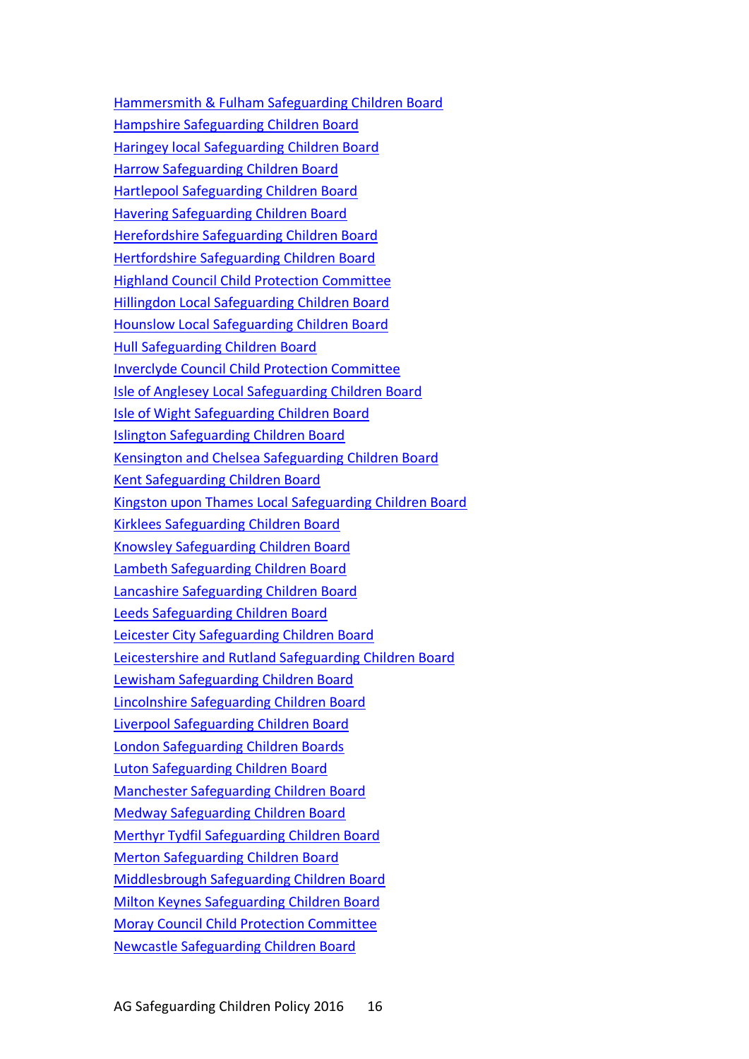Hammersmith & Fulham Safeguarding Children Board
Hampshire Safeguarding Children Board
Haringey local Safeguarding Children Board
Harrow Safeguarding Children Board
Hartlepool Safeguarding Children Board
Havering Safeguarding Children Board
Herefordshire Safeguarding Children Board
Hertfordshire Safeguarding Children Board
Highland Council Child Protection Committee
Hillingdon Local Safeguarding Children Board
Hounslow Local Safeguarding Children Board
Hull Safeguarding Children Board
Inverclyde Council Child Protection Committee
Isle of Anglesey Local Safeguarding Children Board
Isle of Wight Safeguarding Children Board
Islington Safeguarding Children Board
Kensington and Chelsea Safeguarding Children Board
Kent Safeguarding Children Board
Kingston upon Thames Local Safeguarding Children Board
Kirklees Safeguarding Children Board
Knowsley Safeguarding Children Board
Lambeth Safeguarding Children Board
Lancashire Safeguarding Children Board
Leeds Safeguarding Children Board
Leicester City Safeguarding Children Board
Leicestershire and Rutland Safeguarding Children Board
Lewisham Safeguarding Children Board
Lincolnshire Safeguarding Children Board
Liverpool Safeguarding Children Board
London Safeguarding Children Boards
Luton Safeguarding Children Board
Manchester Safeguarding Children Board
Medway Safeguarding Children Board
Merthyr Tydfil Safeguarding Children Board
Merton Safeguarding Children Board
Middlesbrough Safeguarding Children Board
Milton Keynes Safeguarding Children Board
Moray Council Child Protection Committee
Newcastle Safeguarding Children Board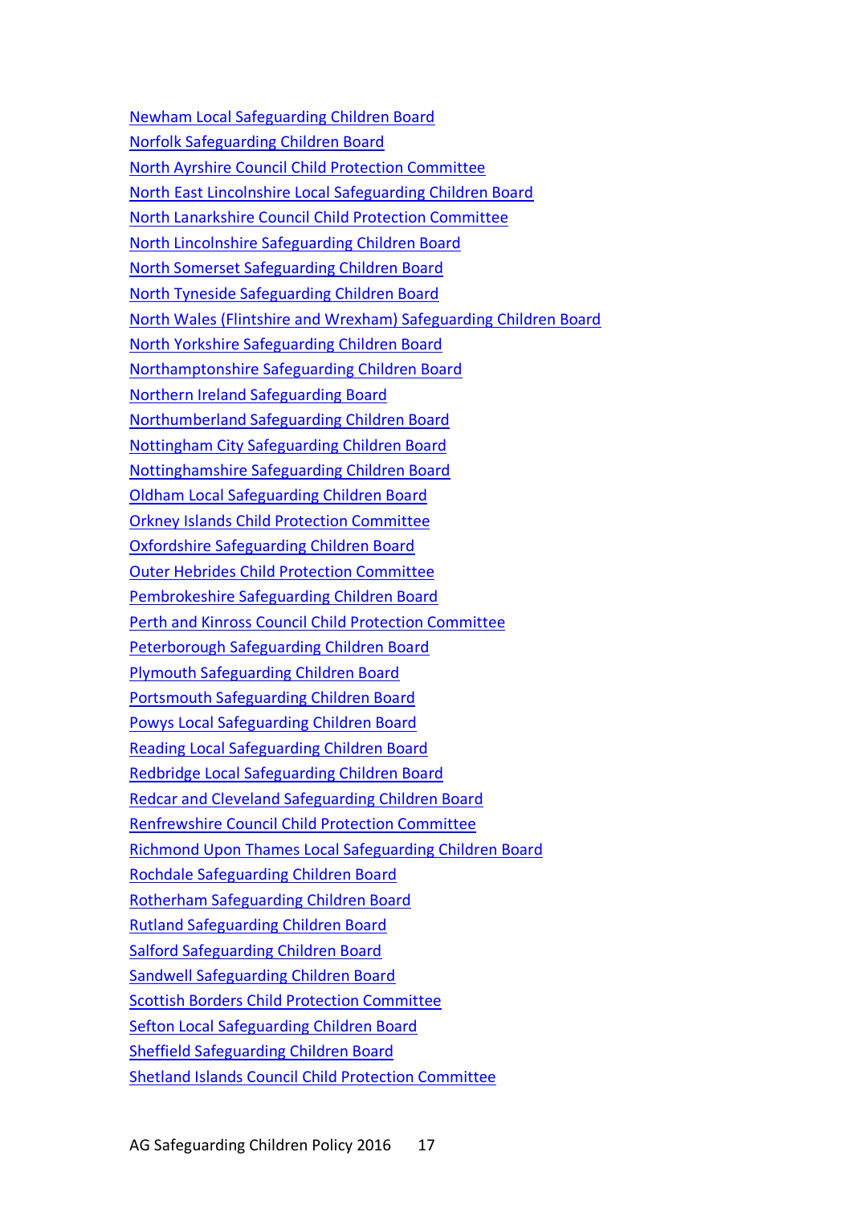Newham Local Safeguarding Children Board
Norfolk Safeguarding Children Board
North Ayrshire Council Child Protection Committee
North East Lincolnshire Local Safeguarding Children Board
North Lanarkshire Council Child Protection Committee
North Lincolnshire Safeguarding Children Board
North Somerset Safeguarding Children Board
North Tyneside Safeguarding Children Board
North Wales (Flintshire and Wrexham) Safeguarding Children Board
North Yorkshire Safeguarding Children Board
Northamptonshire Safeguarding Children Board
Northern Ireland Safeguarding Board
Northumberland Safeguarding Children Board
Nottingham City Safeguarding Children Board
Nottinghamshire Safeguarding Children Board
Oldham Local Safeguarding Children Board
Orkney Islands Child Protection Committee
Oxfordshire Safeguarding Children Board
Outer Hebrides Child Protection Committee
Pembrokeshire Safeguarding Children Board
Perth and Kinross Council Child Protection Committee
Peterborough Safeguarding Children Board
Plymouth Safeguarding Children Board
Portsmouth Safeguarding Children Board
Powys Local Safeguarding Children Board
Reading Local Safeguarding Children Board
Redbridge Local Safeguarding Children Board
Redcar and Cleveland Safeguarding Children Board
Renfrewshire Council Child Protection Committee
Richmond Upon Thames Local Safeguarding Children Board
Rochdale Safeguarding Children Board
Rotherham Safeguarding Children Board
Rutland Safeguarding Children Board
Salford Safeguarding Children Board
Sandwell Safeguarding Children Board
Scottish Borders Child Protection Committee
Sefton Local Safeguarding Children Board
Sheffield Safeguarding Children Board
Shetland Islands Council Child Protection Committee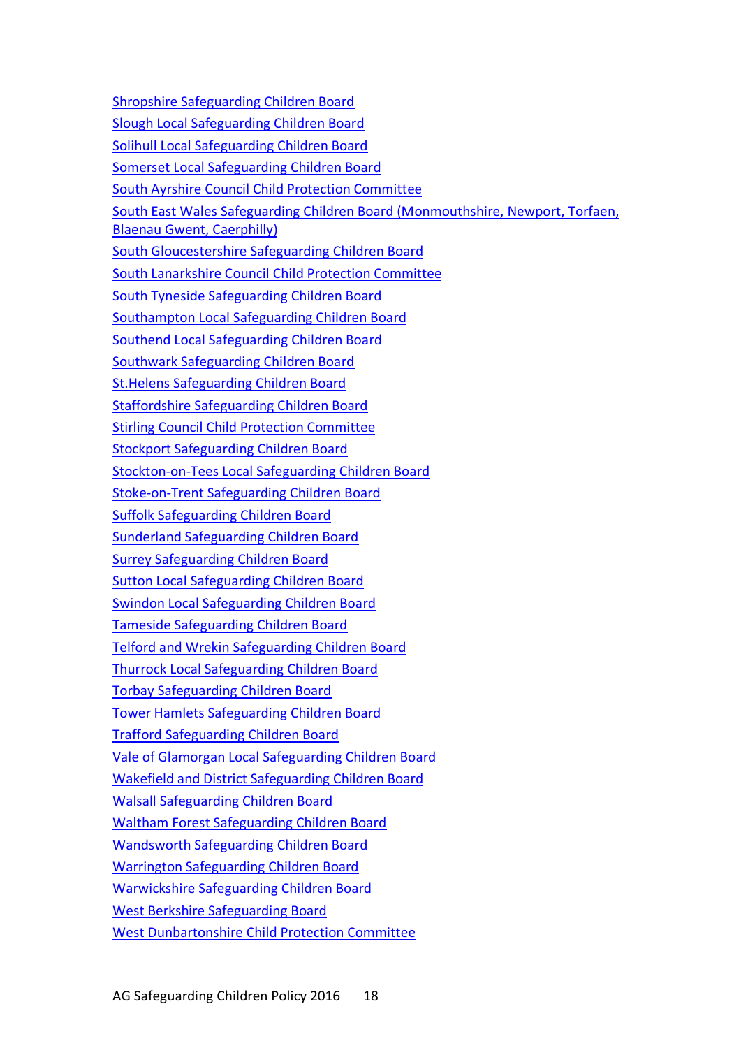Shropshire Safeguarding Children Board
Slough Local Safeguarding Children Board
Solihull Local Safeguarding Children Board
Somerset Local Safeguarding Children Board
South Ayrshire Council Child Protection Committee
South East Wales Safeguarding Children Board (Monmouthshire, Newport, Torfaen, Blaenau Gwent, Caerphilly)
South Gloucestershire Safeguarding Children Board
South Lanarkshire Council Child Protection Committee
South Tyneside Safeguarding Children Board
Southampton Local Safeguarding Children Board
Southend Local Safeguarding Children Board
Southwark Safeguarding Children Board
St.Helens Safeguarding Children Board
Staffordshire Safeguarding Children Board
Stirling Council Child Protection Committee
Stockport Safeguarding Children Board
Stockton-on-Tees Local Safeguarding Children Board
Stoke-on-Trent Safeguarding Children Board
Suffolk Safeguarding Children Board
Sunderland Safeguarding Children Board
Surrey Safeguarding Children Board
Sutton Local Safeguarding Children Board
Swindon Local Safeguarding Children Board
Tameside Safeguarding Children Board
Telford and Wrekin Safeguarding Children Board
Thurrock Local Safeguarding Children Board
Torbay Safeguarding Children Board
Tower Hamlets Safeguarding Children Board
Trafford Safeguarding Children Board
Vale of Glamorgan Local Safeguarding Children Board
Wakefield and District Safeguarding Children Board
Walsall Safeguarding Children Board
Waltham Forest Safeguarding Children Board
Wandsworth Safeguarding Children Board
Warrington Safeguarding Children Board
Warwickshire Safeguarding Children Board
West Berkshire Safeguarding Board
West Dunbartonshire Child Protection Committee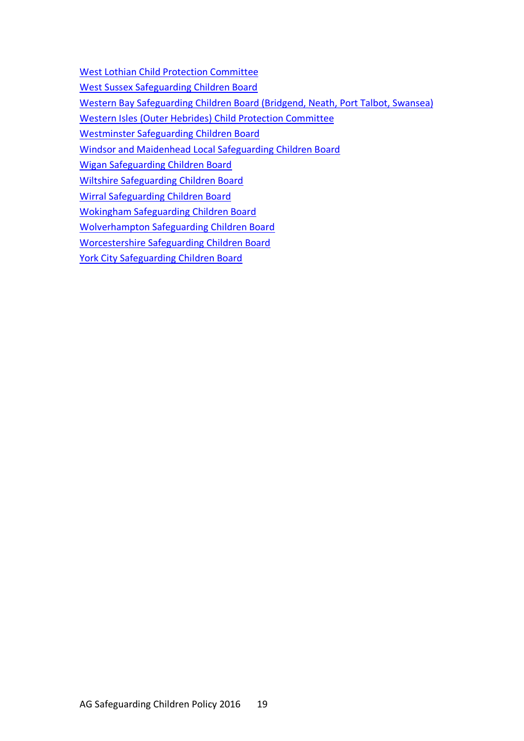West Lothian Child Protection Committee

West Sussex Safeguarding Children Board

Western Bay Safeguarding Children Board (Bridgend, Neath, Port Talbot, Swansea)

Western Isles (Outer Hebrides) Child Protection Committee

Westminster Safeguarding Children Board

Windsor and Maidenhead Local Safeguarding Children Board

Wigan Safeguarding Children Board

Wiltshire Safeguarding Children Board

Wirral Safeguarding Children Board

Wokingham Safeguarding Children Board

Wolverhampton Safeguarding Children Board

Worcestershire Safeguarding Children Board

York City Safeguarding Children Board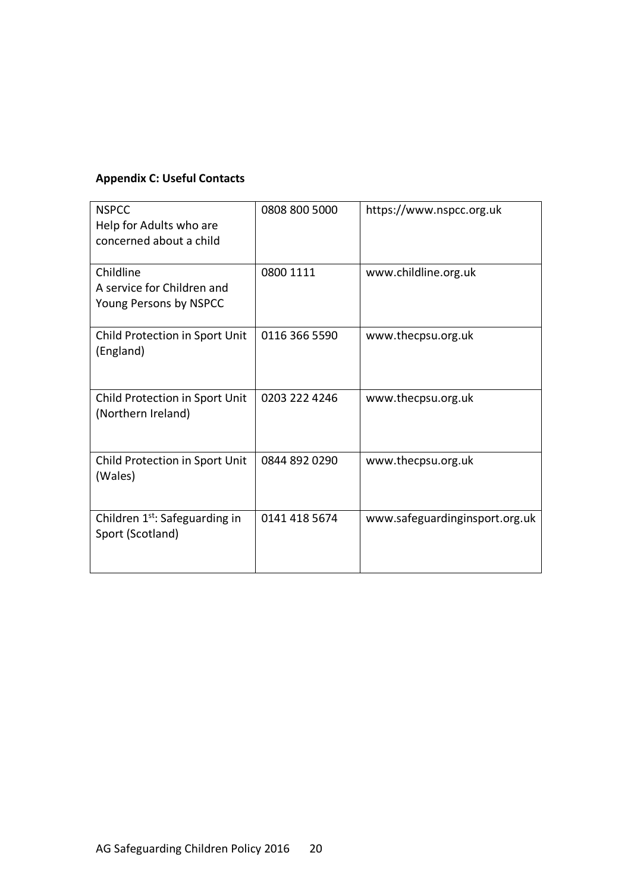**Appendix C: Useful Contacts**

| | | |
|---|---|---|
| NSPCC<br>Help for Adults who are concerned about a child | 0808 800 5000 | https://www.nspcc.org.uk |
| Childline<br>A service for Children and Young Persons by NSPCC | 0800 1111 | www.childline.org.uk |
| Child Protection in Sport Unit (England) | 0116 366 5590 | www.thecpsu.org.uk |
| Child Protection in Sport Unit (Northern Ireland) | 0203 222 4246 | www.thecpsu.org.uk |
| Child Protection in Sport Unit (Wales) | 0844 892 0290 | www.thecpsu.org.uk |
| Children 1st: Safeguarding in Sport (Scotland) | 0141 418 5674 | www.safeguardinginsport.org.uk |